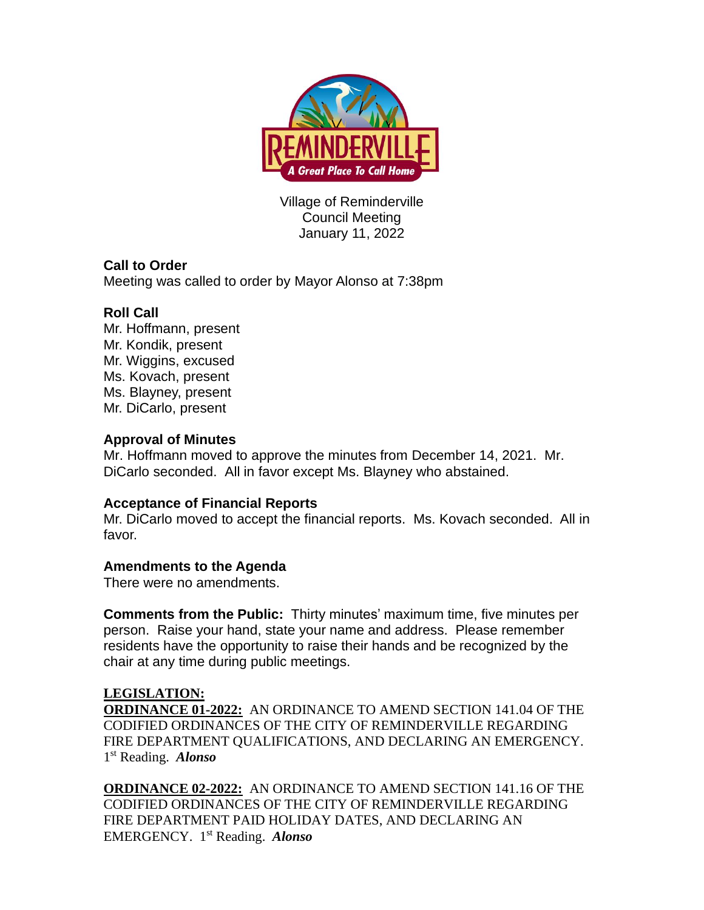Village of Reminderville
Council Meeting
January 11, 2022

**Call to Order**
Meeting was called to order by Mayor Alonso at 7:38pm

**Roll Call**
Mr. Hoffmann, present
Mr. Kondik, present
Mr. Wiggins, excused
Ms. Kovach, present
Ms. Blayney, present
Mr. DiCarlo, present

**Approval of Minutes**
Mr. Hoffmann moved to approve the minutes from December 14, 2021. Mr. DiCarlo seconded. All in favor except Ms. Blayney who abstained.

**Acceptance of Financial Reports**
Mr. DiCarlo moved to accept the financial reports. Ms. Kovach seconded. All in favor.

**Amendments to the Agenda**
There were no amendments.

**Comments from the Public:** Thirty minutes' maximum time, five minutes per person. Raise your hand, state your name and address. Please remember residents have the opportunity to raise their hands and be recognized by the chair at any time during public meetings.

**LEGISLATION:**
**ORDINANCE 01-2022:** AN ORDINANCE TO AMEND SECTION 141.04 OF THE CODIFIED ORDINANCES OF THE CITY OF REMINDERVILLE REGARDING FIRE DEPARTMENT QUALIFICATIONS, AND DECLARING AN EMERGENCY. 1st Reading. ***Alonso***

**ORDINANCE 02-2022:** AN ORDINANCE TO AMEND SECTION 141.16 OF THE CODIFIED ORDINANCES OF THE CITY OF REMINDERVILLE REGARDING FIRE DEPARTMENT PAID HOLIDAY DATES, AND DECLARING AN EMERGENCY. 1st Reading. ***Alonso***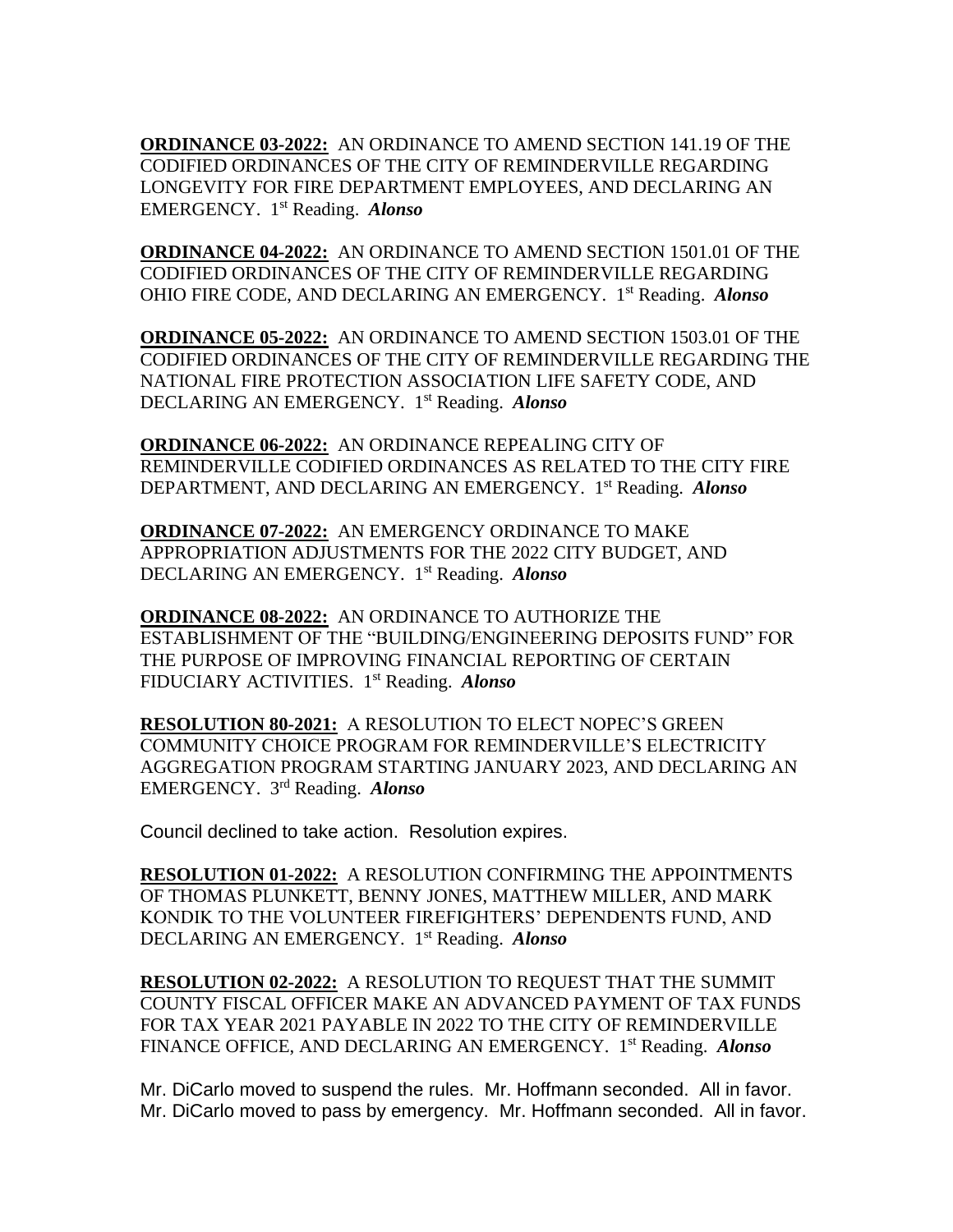**ORDINANCE 03-2022:** AN ORDINANCE TO AMEND SECTION 141.19 OF THE CODIFIED ORDINANCES OF THE CITY OF REMINDERVILLE REGARDING LONGEVITY FOR FIRE DEPARTMENT EMPLOYEES, AND DECLARING AN EMERGENCY. 1st Reading. ***Alonso***

**ORDINANCE 04-2022:** AN ORDINANCE TO AMEND SECTION 1501.01 OF THE CODIFIED ORDINANCES OF THE CITY OF REMINDERVILLE REGARDING OHIO FIRE CODE, AND DECLARING AN EMERGENCY. 1st Reading. ***Alonso***

**ORDINANCE 05-2022:** AN ORDINANCE TO AMEND SECTION 1503.01 OF THE CODIFIED ORDINANCES OF THE CITY OF REMINDERVILLE REGARDING THE NATIONAL FIRE PROTECTION ASSOCIATION LIFE SAFETY CODE, AND DECLARING AN EMERGENCY. 1st Reading. ***Alonso***

**ORDINANCE 06-2022:** AN ORDINANCE REPEALING CITY OF REMINDERVILLE CODIFIED ORDINANCES AS RELATED TO THE CITY FIRE DEPARTMENT, AND DECLARING AN EMERGENCY. 1st Reading. ***Alonso***

**ORDINANCE 07-2022:** AN EMERGENCY ORDINANCE TO MAKE APPROPRIATION ADJUSTMENTS FOR THE 2022 CITY BUDGET, AND DECLARING AN EMERGENCY. 1st Reading. ***Alonso***

**ORDINANCE 08-2022:** AN ORDINANCE TO AUTHORIZE THE ESTABLISHMENT OF THE "BUILDING/ENGINEERING DEPOSITS FUND" FOR THE PURPOSE OF IMPROVING FINANCIAL REPORTING OF CERTAIN FIDUCIARY ACTIVITIES. 1st Reading. ***Alonso***

**RESOLUTION 80-2021:** A RESOLUTION TO ELECT NOPEC'S GREEN COMMUNITY CHOICE PROGRAM FOR REMINDERVILLE'S ELECTRICITY AGGREGATION PROGRAM STARTING JANUARY 2023, AND DECLARING AN EMERGENCY. 3rd Reading. ***Alonso***

Council declined to take action. Resolution expires.

**RESOLUTION 01-2022:** A RESOLUTION CONFIRMING THE APPOINTMENTS OF THOMAS PLUNKETT, BENNY JONES, MATTHEW MILLER, AND MARK KONDIK TO THE VOLUNTEER FIREFIGHTERS' DEPENDENTS FUND, AND DECLARING AN EMERGENCY. 1st Reading. ***Alonso***

**RESOLUTION 02-2022:** A RESOLUTION TO REQUEST THAT THE SUMMIT COUNTY FISCAL OFFICER MAKE AN ADVANCED PAYMENT OF TAX FUNDS FOR TAX YEAR 2021 PAYABLE IN 2022 TO THE CITY OF REMINDERVILLE FINANCE OFFICE, AND DECLARING AN EMERGENCY. 1st Reading. ***Alonso***

Mr. DiCarlo moved to suspend the rules. Mr. Hoffmann seconded. All in favor.
Mr. DiCarlo moved to pass by emergency. Mr. Hoffmann seconded. All in favor.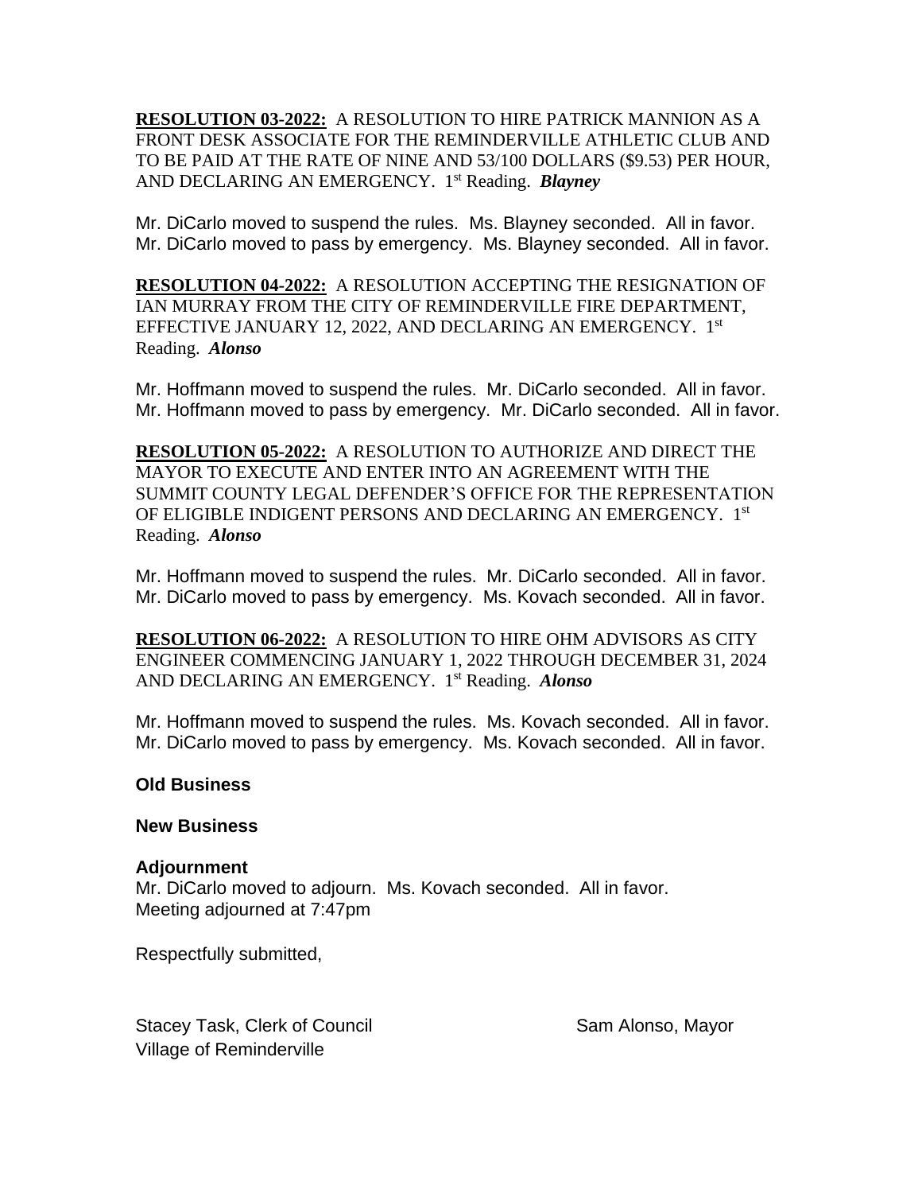**RESOLUTION 03-2022:** A RESOLUTION TO HIRE PATRICK MANNION AS A FRONT DESK ASSOCIATE FOR THE REMINDERVILLE ATHLETIC CLUB AND TO BE PAID AT THE RATE OF NINE AND 53/100 DOLLARS ($9.53) PER HOUR, AND DECLARING AN EMERGENCY. 1st Reading. ***Blayney***

Mr. DiCarlo moved to suspend the rules. Ms. Blayney seconded. All in favor.
Mr. DiCarlo moved to pass by emergency. Ms. Blayney seconded. All in favor.

**RESOLUTION 04-2022:** A RESOLUTION ACCEPTING THE RESIGNATION OF IAN MURRAY FROM THE CITY OF REMINDERVILLE FIRE DEPARTMENT, EFFECTIVE JANUARY 12, 2022, AND DECLARING AN EMERGENCY. 1st Reading. ***Alonso***

Mr. Hoffmann moved to suspend the rules. Mr. DiCarlo seconded. All in favor.
Mr. Hoffmann moved to pass by emergency. Mr. DiCarlo seconded. All in favor.

**RESOLUTION 05-2022:** A RESOLUTION TO AUTHORIZE AND DIRECT THE MAYOR TO EXECUTE AND ENTER INTO AN AGREEMENT WITH THE SUMMIT COUNTY LEGAL DEFENDER'S OFFICE FOR THE REPRESENTATION OF ELIGIBLE INDIGENT PERSONS AND DECLARING AN EMERGENCY. 1st Reading. ***Alonso***

Mr. Hoffmann moved to suspend the rules. Mr. DiCarlo seconded. All in favor.
Mr. DiCarlo moved to pass by emergency. Ms. Kovach seconded. All in favor.

**RESOLUTION 06-2022:** A RESOLUTION TO HIRE OHM ADVISORS AS CITY ENGINEER COMMENCING JANUARY 1, 2022 THROUGH DECEMBER 31, 2024 AND DECLARING AN EMERGENCY. 1st Reading. ***Alonso***

Mr. Hoffmann moved to suspend the rules. Ms. Kovach seconded. All in favor.
Mr. DiCarlo moved to pass by emergency. Ms. Kovach seconded. All in favor.

**Old Business**

**New Business**

**Adjournment**
Mr. DiCarlo moved to adjourn. Ms. Kovach seconded. All in favor.
Meeting adjourned at 7:47pm

Respectfully submitted,

Stacey Task, Clerk of Council
Village of Reminderville

Sam Alonso, Mayor